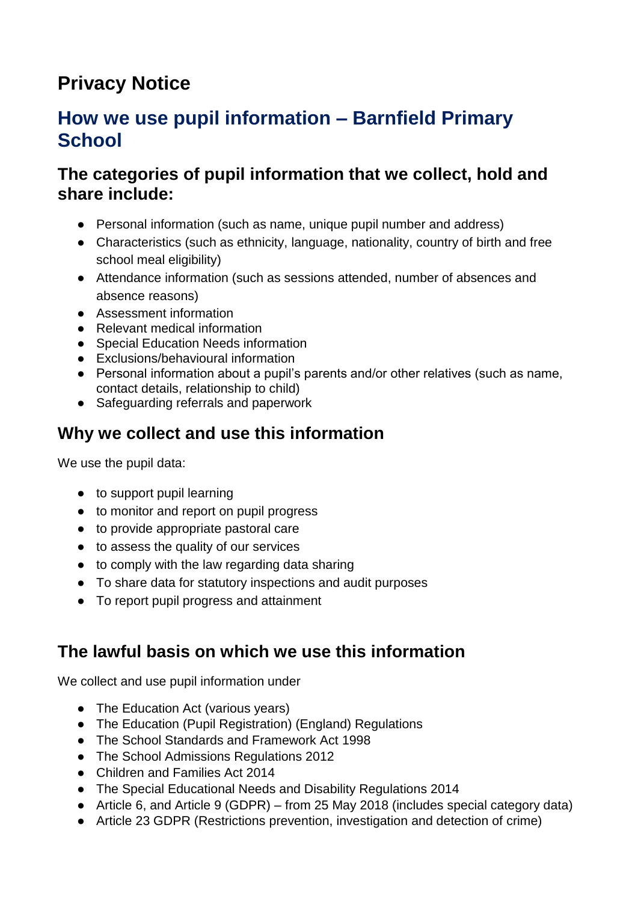# Privacy Notice

## How we use pupil information – Barnfield Primary School

### The categories of pupil information that we collect, hold and share include:

- Personal information (such as name, unique pupil number and address)
- Characteristics (such as ethnicity, language, nationality, country of birth and free school meal eligibility)
- Attendance information (such as sessions attended, number of absences and absence reasons)
- Assessment information
- Relevant medical information
- Special Education Needs information
- Exclusions/behavioural information
- Personal information about a pupil's parents and/or other relatives (such as name, contact details, relationship to child)
- Safeguarding referrals and paperwork

### Why we collect and use this information

We use the pupil data:

- to support pupil learning
- to monitor and report on pupil progress
- to provide appropriate pastoral care
- to assess the quality of our services
- to comply with the law regarding data sharing
- To share data for statutory inspections and audit purposes
- To report pupil progress and attainment

### The lawful basis on which we use this information

We collect and use pupil information under

- The Education Act (various years)
- The Education (Pupil Registration) (England) Regulations
- The School Standards and Framework Act 1998
- The School Admissions Regulations 2012
- Children and Families Act 2014
- The Special Educational Needs and Disability Regulations 2014
- Article 6, and Article 9 (GDPR) – from 25 May 2018 (includes special category data)
- Article 23 GDPR (Restrictions prevention, investigation and detection of crime)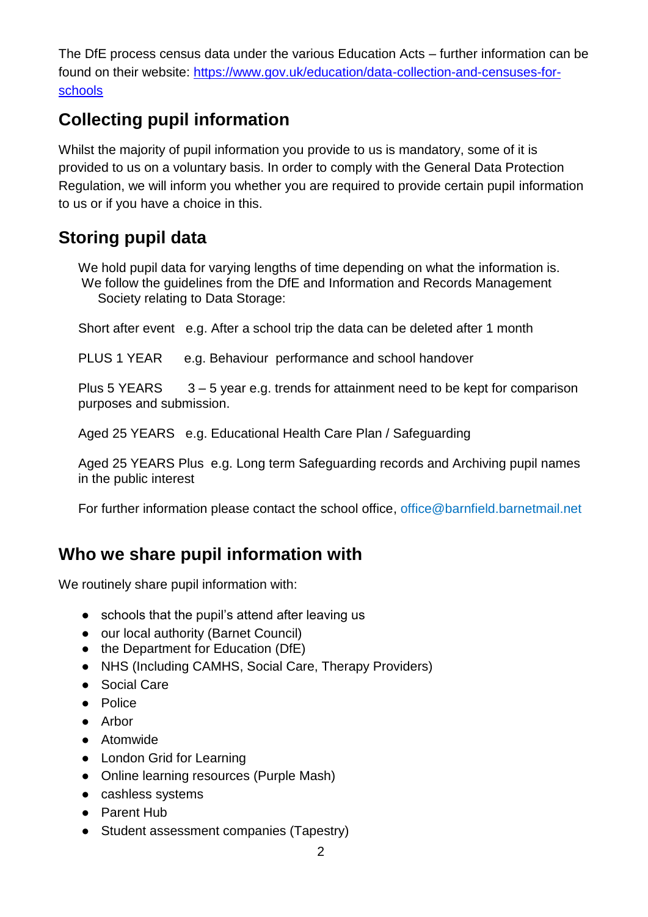The DfE process census data under the various Education Acts – further information can be found on their website: [https://www.gov.uk/education/data-collection-and-censuses-for-schools](https://www.gov.uk/education/data-collection-and-censuses-for-schools)

## Collecting pupil information

Whilst the majority of pupil information you provide to us is mandatory, some of it is provided to us on a voluntary basis. In order to comply with the General Data Protection Regulation, we will inform you whether you are required to provide certain pupil information to us or if you have a choice in this.

## Storing pupil data

We hold pupil data for varying lengths of time depending on what the information is. We follow the guidelines from the DfE and Information and Records Management Society relating to Data Storage:

Short after event   e.g. After a school trip the data can be deleted after 1 month

PLUS 1 YEAR   e.g. Behaviour  performance and school handover

Plus 5 YEARS   3 – 5 year e.g. trends for attainment need to be kept for comparison purposes and submission.

Aged 25 YEARS   e.g. Educational Health Care Plan / Safeguarding

Aged 25 YEARS Plus  e.g. Long term Safeguarding records and Archiving pupil names in the public interest

For further information please contact the school office, office@barnfield.barnetmail.net

## Who we share pupil information with

We routinely share pupil information with:

- schools that the pupil's attend after leaving us
- our local authority (Barnet Council)
- the Department for Education (DfE)
- NHS (Including CAMHS, Social Care, Therapy Providers)
- Social Care
- Police
- Arbor
- Atomwide
- London Grid for Learning
- Online learning resources (Purple Mash)
- cashless systems
- Parent Hub
- Student assessment companies (Tapestry)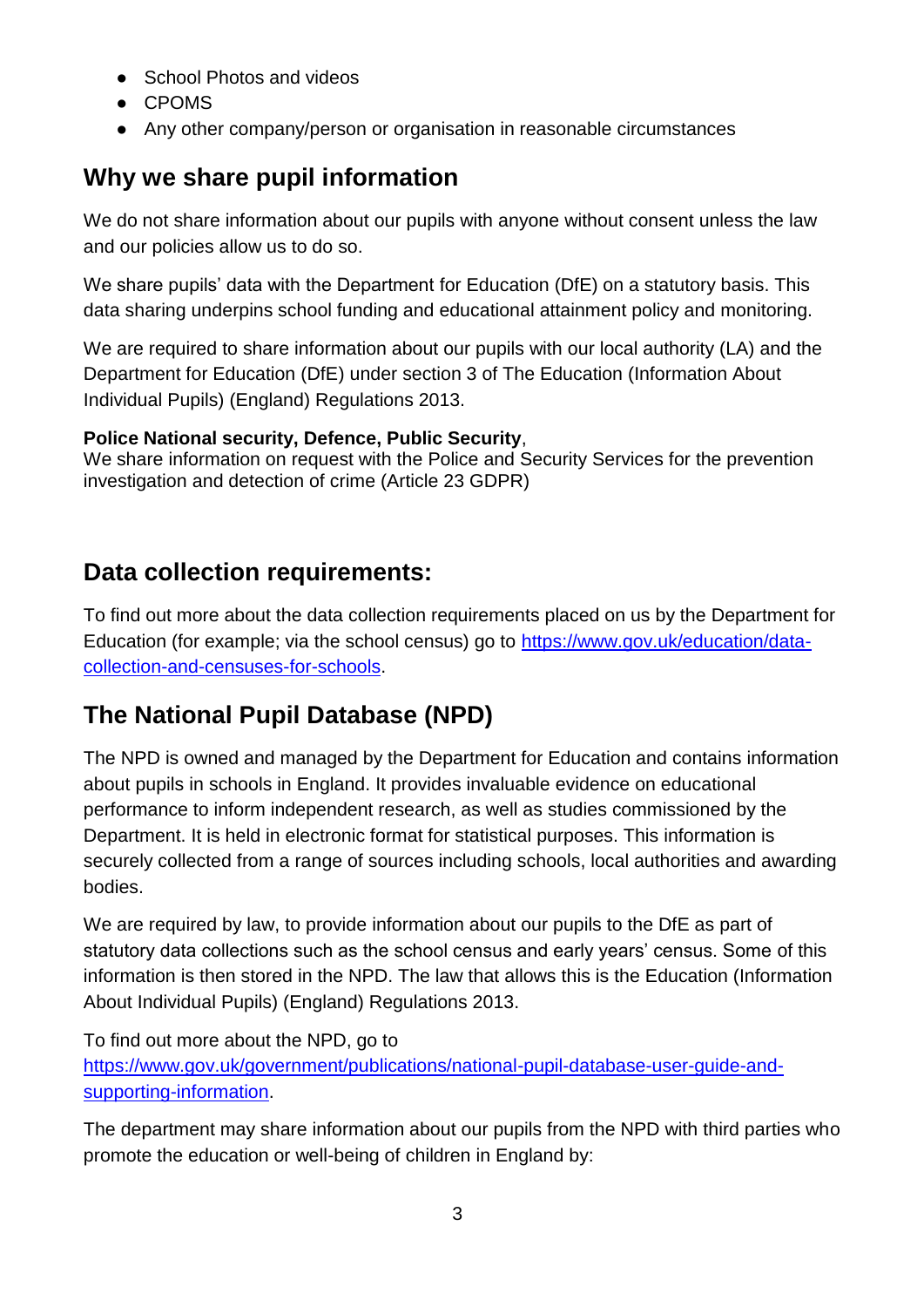- School Photos and videos
- CPOMS
- Any other company/person or organisation in reasonable circumstances

## Why we share pupil information

We do not share information about our pupils with anyone without consent unless the law and our policies allow us to do so.

We share pupils' data with the Department for Education (DfE) on a statutory basis. This data sharing underpins school funding and educational attainment policy and monitoring.

We are required to share information about our pupils with our local authority (LA) and the Department for Education (DfE) under section 3 of The Education (Information About Individual Pupils) (England) Regulations 2013.

**Police National security, Defence, Public Security**,
We share information on request with the Police and Security Services for the prevention investigation and detection of crime (Article 23 GDPR)

## Data collection requirements:

To find out more about the data collection requirements placed on us by the Department for Education (for example; via the school census) go to [https://www.gov.uk/education/data-collection-and-censuses-for-schools](https://www.gov.uk/education/data-collection-and-censuses-for-schools).

## The National Pupil Database (NPD)

The NPD is owned and managed by the Department for Education and contains information about pupils in schools in England. It provides invaluable evidence on educational performance to inform independent research, as well as studies commissioned by the Department. It is held in electronic format for statistical purposes. This information is securely collected from a range of sources including schools, local authorities and awarding bodies.

We are required by law, to provide information about our pupils to the DfE as part of statutory data collections such as the school census and early years' census. Some of this information is then stored in the NPD. The law that allows this is the Education (Information About Individual Pupils) (England) Regulations 2013.

To find out more about the NPD, go to
[https://www.gov.uk/government/publications/national-pupil-database-user-guide-and-supporting-information](https://www.gov.uk/government/publications/national-pupil-database-user-guide-and-supporting-information).

The department may share information about our pupils from the NPD with third parties who promote the education or well-being of children in England by: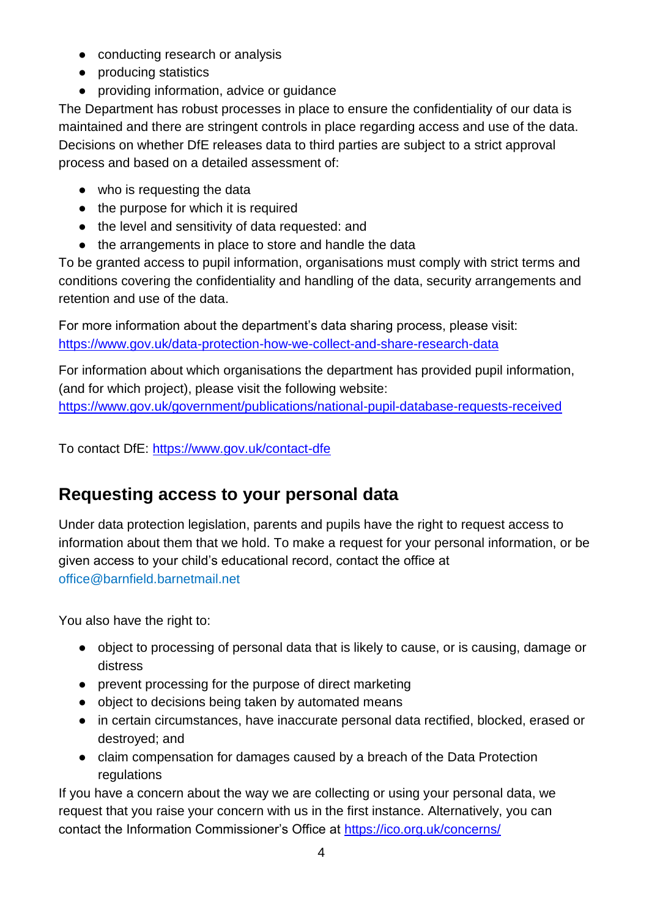- conducting research or analysis
- producing statistics
- providing information, advice or guidance

The Department has robust processes in place to ensure the confidentiality of our data is maintained and there are stringent controls in place regarding access and use of the data. Decisions on whether DfE releases data to third parties are subject to a strict approval process and based on a detailed assessment of:

- who is requesting the data
- the purpose for which it is required
- the level and sensitivity of data requested: and
- the arrangements in place to store and handle the data

To be granted access to pupil information, organisations must comply with strict terms and conditions covering the confidentiality and handling of the data, security arrangements and retention and use of the data.

For more information about the department's data sharing process, please visit: https://www.gov.uk/data-protection-how-we-collect-and-share-research-data

For information about which organisations the department has provided pupil information, (and for which project), please visit the following website: https://www.gov.uk/government/publications/national-pupil-database-requests-received

To contact DfE: https://www.gov.uk/contact-dfe

## Requesting access to your personal data

Under data protection legislation, parents and pupils have the right to request access to information about them that we hold. To make a request for your personal information, or be given access to your child's educational record, contact the office at office@barnfield.barnetmail.net

You also have the right to:

- object to processing of personal data that is likely to cause, or is causing, damage or distress
- prevent processing for the purpose of direct marketing
- object to decisions being taken by automated means
- in certain circumstances, have inaccurate personal data rectified, blocked, erased or destroyed; and
- claim compensation for damages caused by a breach of the Data Protection regulations

If you have a concern about the way we are collecting or using your personal data, we request that you raise your concern with us in the first instance. Alternatively, you can contact the Information Commissioner's Office at https://ico.org.uk/concerns/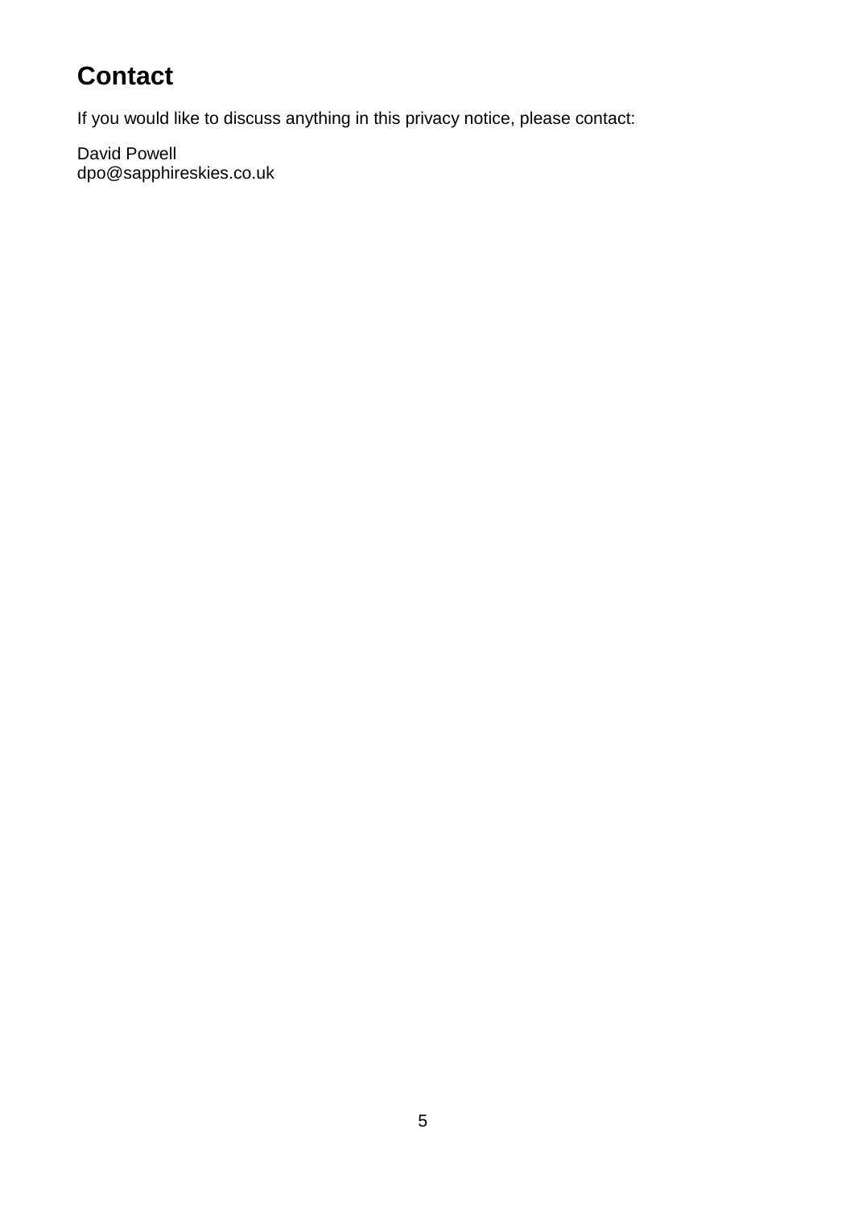# Contact

If you would like to discuss anything in this privacy notice, please contact:

David Powell
dpo@sapphireskies.co.uk